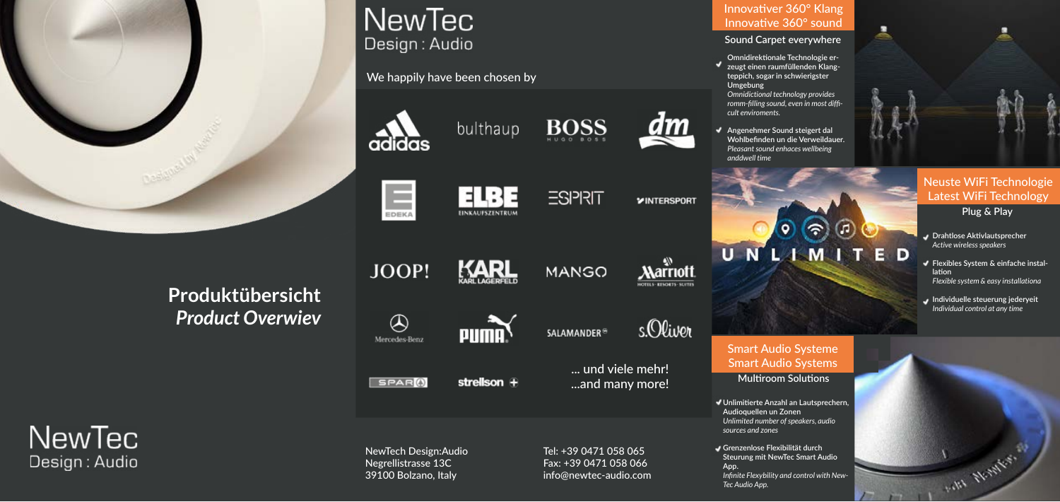# NewTec
Design : Audio

We happily have been chosen by

adidas, bulthaup, BOSS, dm, EDEKA, ELBE EINKAUFSZENTRUM, ESPRIT, INTERSPORT, JOOP!, KARL LAGERFELD, MANGO, Marriott, Mercedes-Benz, PUMA, SALAMANDER, s.Oliver, SPAR, strellson

... und viele mehr!
...and many more!

NewTech Design:Audio
Negrellistrasse 13C
39100 Bolzano, Italy

Tel: +39 0471 058 065
Fax: +39 0471 058 066
info@newtec-audio.com

## Produktübersicht
## *Product Overwiev*

NewTec
Design : Audio

## Innovativer 360° Klang
## Innovative 360° sound

### Sound Carpet everywhere

- Omnidirektionale Technologie erzeugt einen raumfüllenden Klangteppich, sogar in schwierigster Umgebung
  *Omnidictional technology provides romm-filling sound, even in most difficult enviroments.*
- Angenehmer Sound steigert dal Wohlbefinden un die Verweildauer.
  *Pleasant sound enhaces wellbeing anddwell time*

UNLIMITED

## Neuste WiFi Technologie
## Latest WiFi Technology

### Plug & Play

- Drahtlose Aktivlautsprecher
  *Active wireless speakers*
- Flexibles System & einfache installation
  *Flexible system & easy installationa*
- Individuelle steuerung jederyeit
  *Individual control at any time*

## Smart Audio Systeme
## Smart Audio Systems

### Multiroom Solutions

- Unlimitierte Anzahl an Lautsprechern, Audioquellen un Zonen
  *Unlimited number of speakers, audio sources and zones*
- Grenzenlose Flexibilität durch Steurung mit NewTec Smart Audio App.
  *Infinite Flexybility and control with NewTec Audio App.*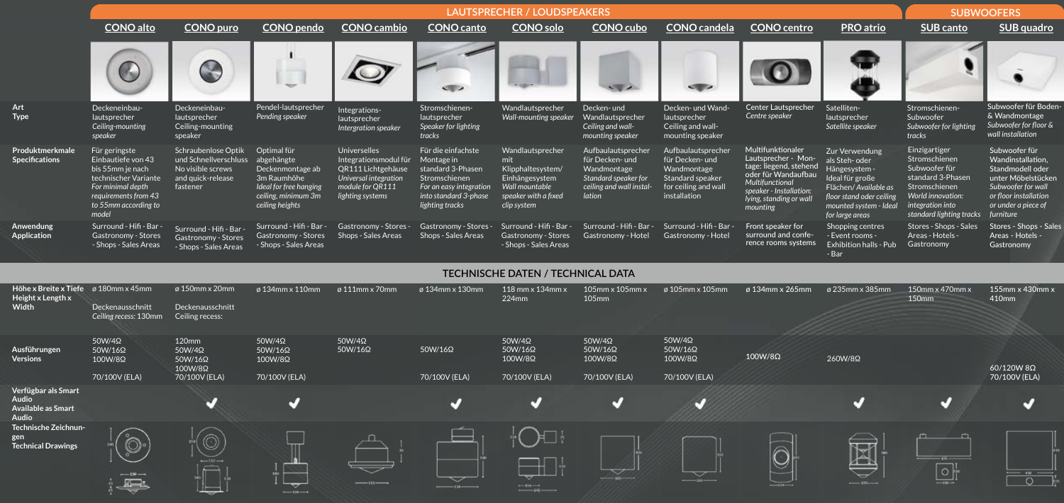| | LAUTSPRECHER / LOUDSPEAKERS | | | | | | | | | | SUBWOOFERS | |
|---|---|---|---|---|---|---|---|---|---|---|---|---|
| | CONO alto | CONO puro | CONO pendo | CONO cambio | CONO canto | CONO solo | CONO cubo | CONO candela | CONO centro | PRO atrio | SUB canto | SUB quadro |
| **Art**<br>**Type** | Deckeneinbau-lautsprecher<br>*Ceiling-mounting speaker* | Deckeneinbau-lautsprecher<br>Ceiling-mounting speaker | Pendel-lautsprecher<br>*Pending speaker* | Integrations-lautsprecher<br>*Intergration speaker* | Stromschienen-lautsprecher<br>*Speaker for lighting tracks* | Wandlautsprecher<br>*Wall-mounting speaker* | Decken- und Wandlautsprecher<br>*Ceiling and wall-mounting speaker* | Decken- und Wand-lautsprecher<br>Ceiling and wall-mounting speaker | Center Lautsprecher<br>*Centre speaker* | Satelliten-lautsprecher<br>*Satellite speaker* | Stromschienen-Subwoofer<br>*Subwoofer for lighting tracks* | Subwoofer für Boden- & Wandmontage<br>*Subwoofer for floor & wall installation* |
| **Produktmerkmale**<br>**Specifications** | Für geringste Einbautiefe von 43 bis 55mm je nach technischer Variante<br>*For minimal depth requirements from 43 to 55mm according to model* | Schraubenlose Optik und Schnellverschluss<br>No visible screws and quick-release fastener | Optimal für abgehängte Deckenmontage ab 3m Raumhöhe<br>*Ideal for free hanging ceiling, minimum 3m ceiling heights* | Universelles Integrationsmodul für QR111 Lichtgehäuse<br>*Universal integration module for QR111 lighting systems* | Für die einfachste Montage in standard 3-Phasen Stromschienen<br>*For an easy integration into standard 3-phase lighting tracks* | Wandlautsprecher mit Klipphaltesystem/ Einhängesystem<br>*Wall mountable speaker with a fixed clip system* | Aufbaulautsprecher für Decken- und Wandmontage<br>*Standard speaker for ceiling and wall installation* | Aufbaulautsprecher für Decken- und Wandmontage<br>Standard speaker for ceiling and wall installation | Multifunktionaler Lautsprecher - Montage: liegend, stehend oder für Wandaufbau<br>*Multifunctional speaker - Installation: lying, standing or wall mounting* | Zur Verwendung als Steh- oder Hängesystem - Ideal für große Flächen/ *Available as floor stand oder ceiling mounted system - Ideal for large areas* | Einzigartiger Stromschienen Subwoofer für standard 3-Phasen Stromschienen<br>*World innovation: integration into standard lighting tracks* | Subwoofer für Wandinstallation, Standmodell oder unter Möbelstücken<br>*Subwoofer for wall or floor installation or under a piece of furniture* |
| **Anwendung**<br>**Application** | Surround - Hifi - Bar - Gastronomy - Stores - Shops - Sales Areas | Surround - Hifi - Bar - Gastronomy - Stores - Shops - Sales Areas | Surround - Hifi - Bar - Gastronomy - Stores - Shops - Sales Areas | Gastronomy - Stores - Shops - Sales Areas | Gastronomy - Stores - Shops - Sales Areas | Surround - Hifi - Bar - Gastronomy - Stores - Shops - Sales Areas | Surround - Hifi - Bar - Gastronomy - Hotel | Surround - Hifi - Bar - Gastronomy - Hotel | Front speaker for surround and conference rooms systems | Shopping centres - Event rooms - Exhibition halls - Pub - Bar | Stores - Shops - Sales Areas - Hotels - Gastronomy | Stores - Shops - Sales Areas - Hotels - Gastronomy |

## TECHNISCHE DATEN / TECHNICAL DATA

| | CONO alto | CONO puro | CONO pendo | CONO cambio | CONO canto | CONO solo | CONO cubo | CONO candela | CONO centro | PRO atrio | SUB canto | SUB quadro |
|---|---|---|---|---|---|---|---|---|---|---|---|---|
| **Höhe x Breite x Tiefe**<br>**Height x Length x Width** | ø 180mm x 45mm<br>Deckenausschnitt<br>*Ceiling recess:* 130mm | ø 150mm x 20mm<br>Deckenausschnitt<br>Ceiling recess: | ø 134mm x 110mm | ø 111mm x 70mm | ø 134mm x 130mm | 118 mm x 134mm x 224mm | 105mm x 105mm x 105mm | ø 105mm x 105mm | ø 134mm x 265mm | ø 235mm x 385mm | 150mm x 470mm x 150mm | 155mm x 430mm x 410mm |
| **Ausführungen**<br>**Versions** | 50W/4Ω<br>50W/16Ω<br>100W/8Ω<br>70/100V (ELA) | 120mm<br>50W/4Ω<br>50W/16Ω<br>100W/8Ω<br>70/100V (ELA) | 50W/4Ω<br>50W/16Ω<br>100W/8Ω<br>70/100V (ELA) | 50W/4Ω<br>50W/16Ω | 50W/16Ω<br>70/100V (ELA) | 50W/4Ω<br>50W/16Ω<br>100W/8Ω<br>70/100V (ELA) | 50W/4Ω<br>50W/16Ω<br>100W/8Ω<br>70/100V (ELA) | 50W/4Ω<br>50W/16Ω<br>100W/8Ω<br>70/100V (ELA) | 100W/8Ω | 260W/8Ω | | 60/120W 8Ω<br>70/100V (ELA) |
| **Verfügbar als Smart Audio**<br>**Available as Smart Audio** | | ✔ | ✔ | | ✔ | ✔ | ✔ | ✔ | | ✔ | ✔ | ✔ |
| **Technische Zeichnungen**<br>**Technical Drawings** | | | | | | | | | | | | |